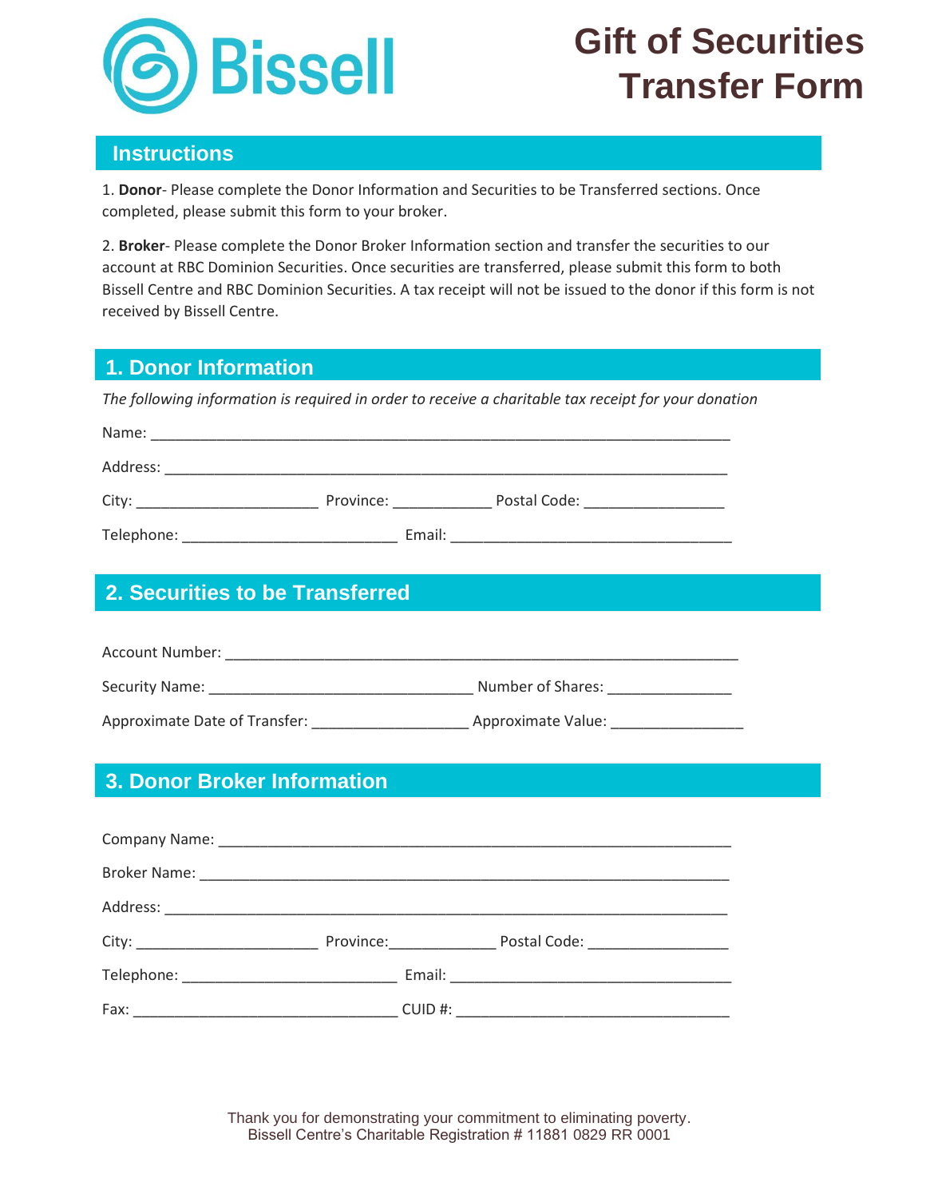Bissell

# Gift of Securities Transfer Form

## Instructions

1. **Donor**- Please complete the Donor Information and Securities to be Transferred sections. Once completed, please submit this form to your broker.

2. **Broker**- Please complete the Donor Broker Information section and transfer the securities to our account at RBC Dominion Securities. Once securities are transferred, please submit this form to both Bissell Centre and RBC Dominion Securities. A tax receipt will not be issued to the donor if this form is not received by Bissell Centre.

## 1. Donor Information

*The following information is required in order to receive a charitable tax receipt for your donation*

Name: ___________________________________________________________________________

Address: _________________________________________________________________________

City: _______________________ Province: _____________ Postal Code: __________________

Telephone: ___________________________ Email: ____________________________________

## 2. Securities to be Transferred

Account Number: __________________________________________________________________

Security Name: __________________________________ Number of Shares: ________________

Approximate Date of Transfer: ____________________ Approximate Value: ________________

## 3. Donor Broker Information

Company Name: ___________________________________________________________________

Broker Name: _____________________________________________________________________

Address: _________________________________________________________________________

City: _______________________ Province:_____________ Postal Code: __________________

Telephone: ___________________________ Email: ____________________________________

Fax: __________________________________ CUID #: __________________________________

Thank you for demonstrating your commitment to eliminating poverty.
Bissell Centre's Charitable Registration # 11881 0829 RR 0001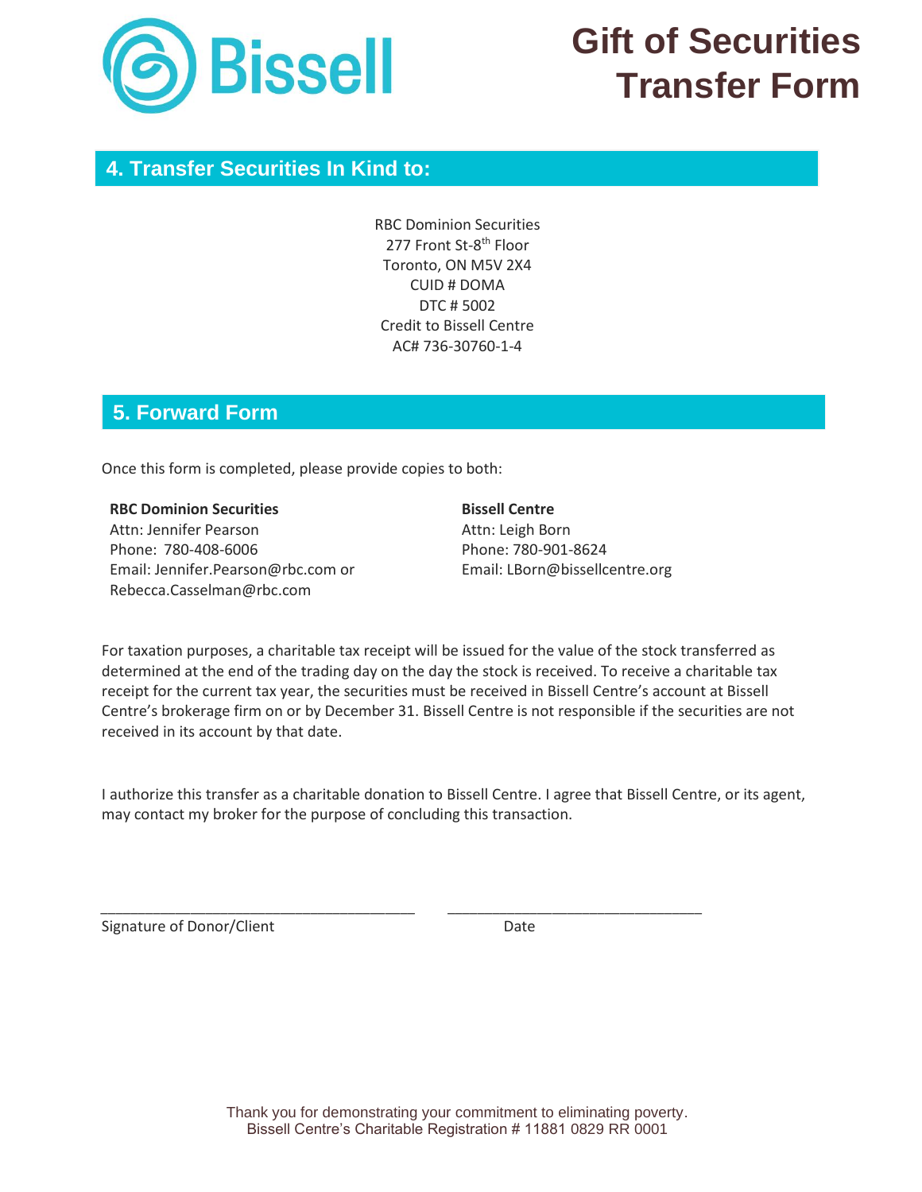# Gift of Securities Transfer Form

## 4. Transfer Securities In Kind to:

RBC Dominion Securities
277 Front St-8th Floor
Toronto, ON M5V 2X4
CUID # DOMA
DTC # 5002
Credit to Bissell Centre
AC# 736-30760-1-4

## 5. Forward Form

Once this form is completed, please provide copies to both:

**RBC Dominion Securities**
Attn: Jennifer Pearson
Phone: 780-408-6006
Email: Jennifer.Pearson@rbc.com or Rebecca.Casselman@rbc.com

**Bissell Centre**
Attn: Leigh Born
Phone: 780-901-8624
Email: LBorn@bissellcentre.org

For taxation purposes, a charitable tax receipt will be issued for the value of the stock transferred as determined at the end of the trading day on the day the stock is received. To receive a charitable tax receipt for the current tax year, the securities must be received in Bissell Centre's account at Bissell Centre's brokerage firm on or by December 31. Bissell Centre is not responsible if the securities are not received in its account by that date.

I authorize this transfer as a charitable donation to Bissell Centre. I agree that Bissell Centre, or its agent, may contact my broker for the purpose of concluding this transaction.

_______________________________________ _______________________________

Signature of Donor/Client Date

Thank you for demonstrating your commitment to eliminating poverty.
Bissell Centre's Charitable Registration # 11881 0829 RR 0001